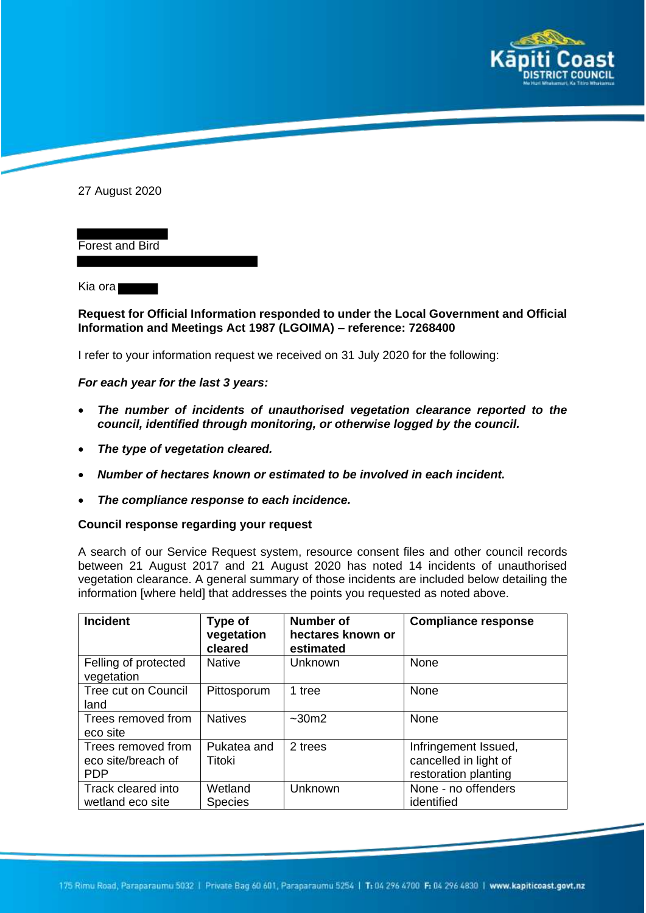27 August 2020

Forest and Bird

Kia ora

**Request for Official Information responded to under the Local Government and Official Information and Meetings Act 1987 (LGOIMA) – reference: 7268400**

I refer to your information request we received on 31 July 2020 for the following:

***For each year for the last 3 years:***

- ***The number of incidents of unauthorised vegetation clearance reported to the council, identified through monitoring, or otherwise logged by the council.***
- ***The type of vegetation cleared.***
- ***Number of hectares known or estimated to be involved in each incident.***
- ***The compliance response to each incidence.***

**Council response regarding your request**

A search of our Service Request system, resource consent files and other council records between 21 August 2017 and 21 August 2020 has noted 14 incidents of unauthorised vegetation clearance. A general summary of those incidents are included below detailing the information [where held] that addresses the points you requested as noted above.

| Incident | Type of vegetation cleared | Number of hectares known or estimated | Compliance response |
|---|---|---|---|
| Felling of protected vegetation | Native | Unknown | None |
| Tree cut on Council land | Pittosporum | 1 tree | None |
| Trees removed from eco site | Natives | ~30m2 | None |
| Trees removed from eco site/breach of PDP | Pukatea and Titoki | 2 trees | Infringement Issued, cancelled in light of restoration planting |
| Track cleared into wetland eco site | Wetland Species | Unknown | None - no offenders identified |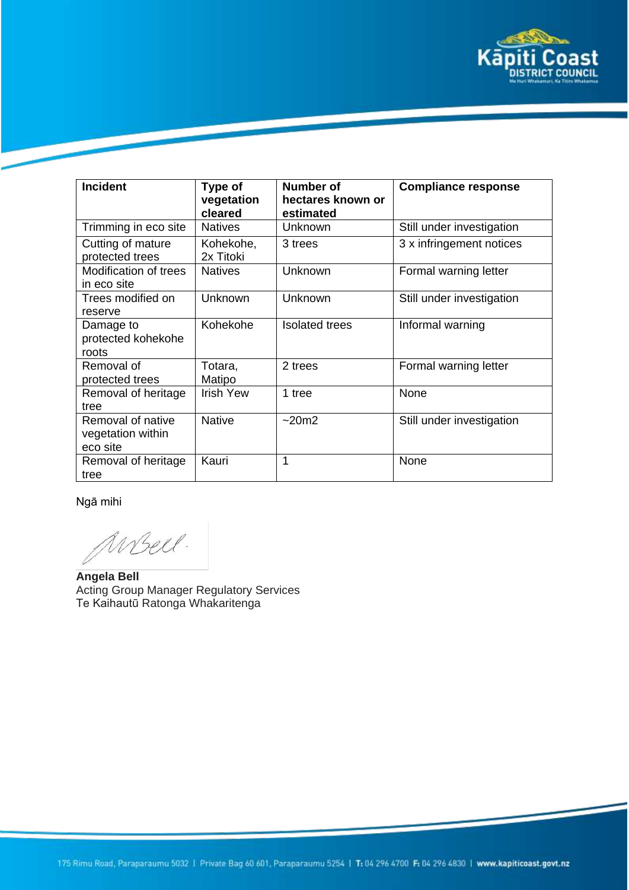| Incident | Type of vegetation cleared | Number of hectares known or estimated | Compliance response |
|---|---|---|---|
| Trimming in eco site | Natives | Unknown | Still under investigation |
| Cutting of mature protected trees | Kohekohe, 2x Titoki | 3 trees | 3 x infringement notices |
| Modification of trees in eco site | Natives | Unknown | Formal warning letter |
| Trees modified on reserve | Unknown | Unknown | Still under investigation |
| Damage to protected kohekohe roots | Kohekohe | Isolated trees | Informal warning |
| Removal of protected trees | Totara, Matipo | 2 trees | Formal warning letter |
| Removal of heritage tree | Irish Yew | 1 tree | None |
| Removal of native vegetation within eco site | Native | ~20m2 | Still under investigation |
| Removal of heritage tree | Kauri | 1 | None |

Ngā mihi

**Angela Bell**
Acting Group Manager Regulatory Services
Te Kaihautū Ratonga Whakaritenga